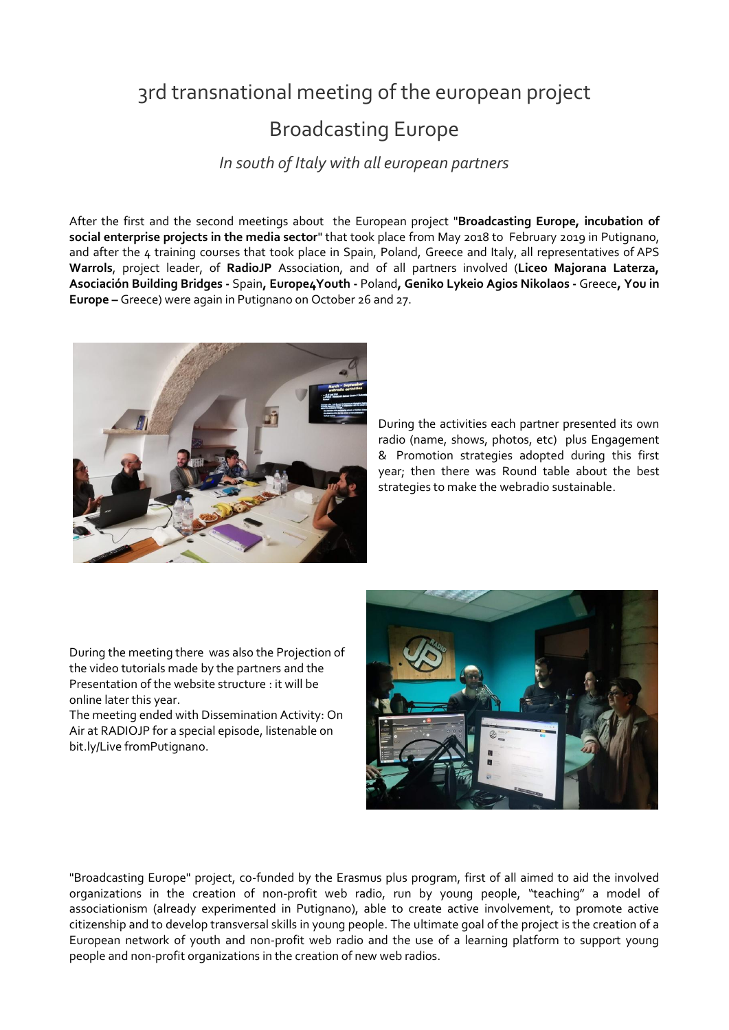# 3rd transnational meeting of the european project

# Broadcasting Europe

*In south of Italy with all european partners*

After the first and the second meetings about the European project "**Broadcasting Europe, incubation of social enterprise projects in the media sector**" that took place from May 2018 to February 2019 in Putignano, and after the 4 training courses that took place in Spain, Poland, Greece and Italy, all representatives of APS **Warrols**, project leader, of **RadioJP** Association, and of all partners involved (**Liceo Majorana Laterza, Asociación Building Bridges -** Spain**, Europe4Youth -** Poland**, Geniko Lykeio Agios Nikolaos -** Greece**, You in Europe –** Greece) were again in Putignano on October 26 and 27.

During the activities each partner presented its own radio (name, shows, photos, etc) plus Engagement & Promotion strategies adopted during this first year; then there was Round table about the best strategies to make the webradio sustainable.

During the meeting there was also the Projection of the video tutorials made by the partners and the Presentation of the website structure : it will be online later this year.

The meeting ended with Dissemination Activity: On Air at RADIOJP for a special episode, listenable on bit.ly/Live fromPutignano.

"Broadcasting Europe" project, co-funded by the Erasmus plus program, first of all aimed to aid the involved organizations in the creation of non-profit web radio, run by young people, "teaching" a model of associationism (already experimented in Putignano), able to create active involvement, to promote active citizenship and to develop transversal skills in young people. The ultimate goal of the project is the creation of a European network of youth and non-profit web radio and the use of a learning platform to support young people and non-profit organizations in the creation of new web radios.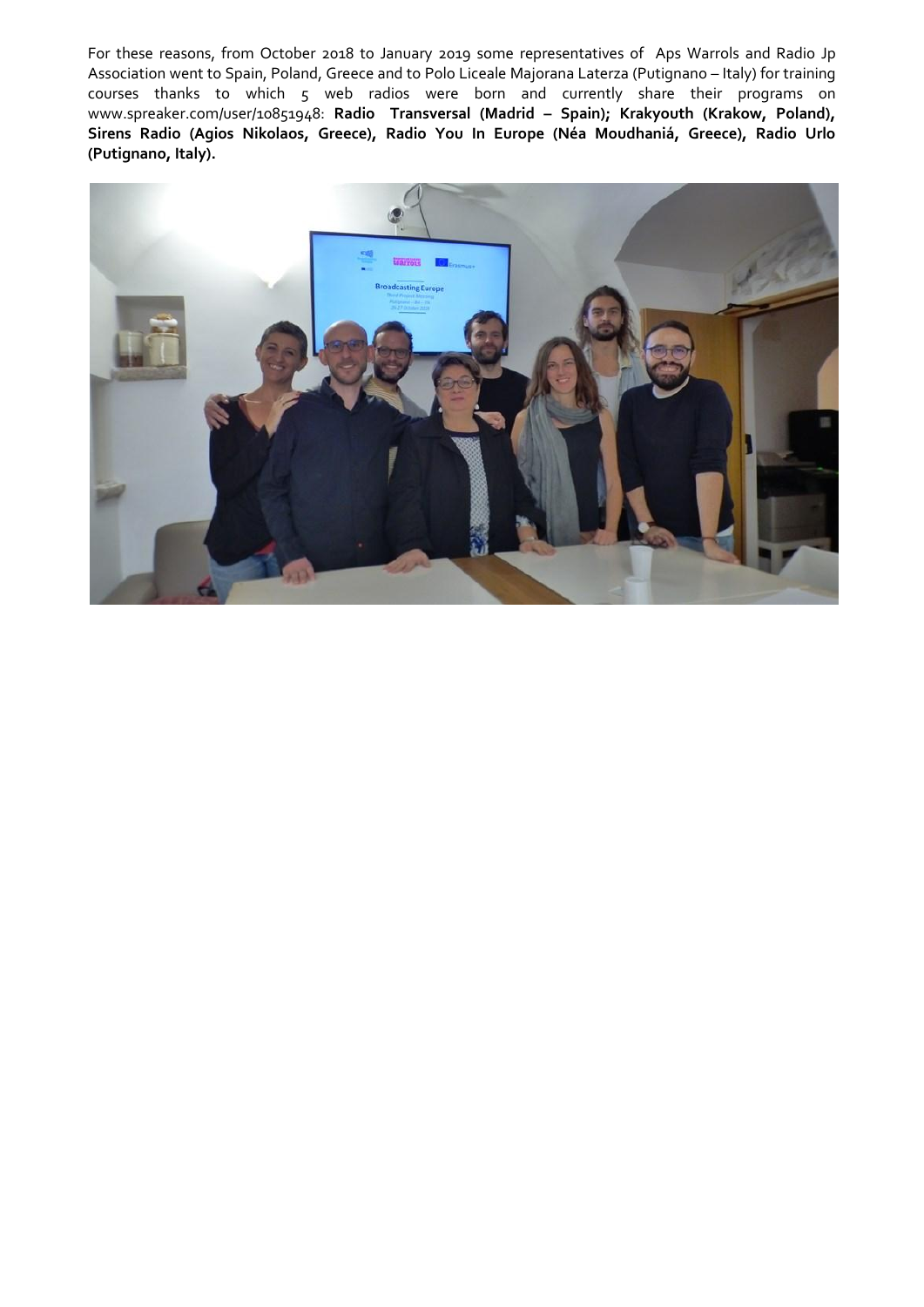For these reasons, from October 2018 to January 2019 some representatives of Aps Warrols and Radio Jp Association went to Spain, Poland, Greece and to Polo Liceale Majorana Laterza (Putignano – Italy) for training courses thanks to which 5 web radios were born and currently share their programs on www.spreaker.com/user/10851948: **Radio Transversal (Madrid – Spain); Krakyouth (Krakow, Poland), Sirens Radio (Agios Nikolaos, Greece), Radio You In Europe (Néa Moudhaniá, Greece), Radio Urlo (Putignano, Italy).**